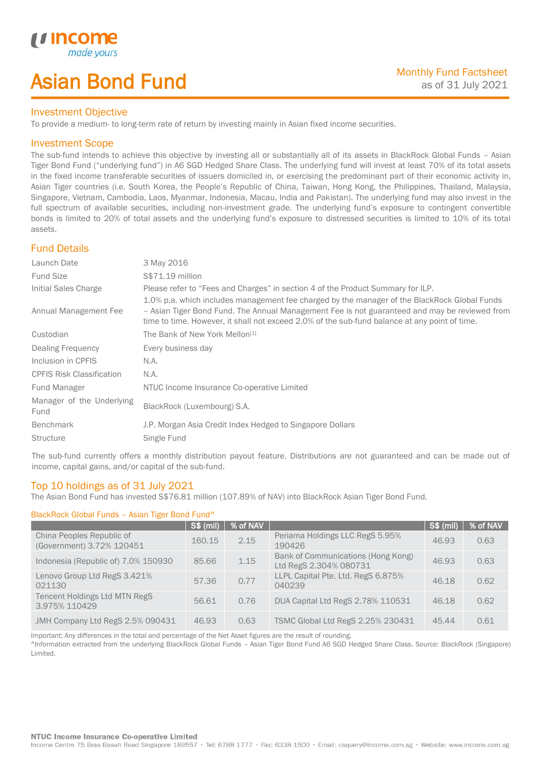# Asian Bond Fund

Monthly Fund Factsheet
as of 31 July 2021

## Investment Objective

To provide a medium- to long-term rate of return by investing mainly in Asian fixed income securities.

## Investment Scope

The sub-fund intends to achieve this objective by investing all or substantially all of its assets in BlackRock Global Funds – Asian Tiger Bond Fund ("underlying fund") in A6 SGD Hedged Share Class. The underlying fund will invest at least 70% of its total assets in the fixed income transferable securities of issuers domiciled in, or exercising the predominant part of their economic activity in, Asian Tiger countries (i.e. South Korea, the People's Republic of China, Taiwan, Hong Kong, the Philippines, Thailand, Malaysia, Singapore, Vietnam, Cambodia, Laos, Myanmar, Indonesia, Macau, India and Pakistan). The underlying fund may also invest in the full spectrum of available securities, including non-investment grade. The underlying fund's exposure to contingent convertible bonds is limited to 20% of total assets and the underlying fund's exposure to distressed securities is limited to 10% of its total assets.

## Fund Details

| | |
|---|---|
| Launch Date | 3 May 2016 |
| Fund Size | S$71.19 million |
| Initial Sales Charge | Please refer to "Fees and Charges" in section 4 of the Product Summary for ILP. |
| Annual Management Fee | 1.0% p.a. which includes management fee charged by the manager of the BlackRock Global Funds – Asian Tiger Bond Fund. The Annual Management Fee is not guaranteed and may be reviewed from time to time. However, it shall not exceed 2.0% of the sub-fund balance at any point of time. |
| Custodian | The Bank of New York Mellon[1] |
| Dealing Frequency | Every business day |
| Inclusion in CPFIS | N.A. |
| CPFIS Risk Classification | N.A. |
| Fund Manager | NTUC Income Insurance Co-operative Limited |
| Manager of the Underlying Fund | BlackRock (Luxembourg) S.A. |
| Benchmark | J.P. Morgan Asia Credit Index Hedged to Singapore Dollars |
| Structure | Single Fund |

The sub-fund currently offers a monthly distribution payout feature. Distributions are not guaranteed and can be made out of income, capital gains, and/or capital of the sub-fund.

## Top 10 holdings as of 31 July 2021

The Asian Bond Fund has invested S$76.81 million (107.89% of NAV) into BlackRock Asian Tiger Bond Fund.

BlackRock Global Funds – Asian Tiger Bond Fund^

| | S$ (mil) | % of NAV | | S$ (mil) | % of NAV |
|---|---|---|---|---|---|
| China Peoples Republic of (Government) 3.72% 120451 | 160.15 | 2.15 | Periama Holdings LLC RegS 5.95% 190426 | 46.93 | 0.63 |
| Indonesia (Republic of) 7.0% 150930 | 85.66 | 1.15 | Bank of Communications (Hong Kong) Ltd RegS 2.304% 080731 | 46.93 | 0.63 |
| Lenovo Group Ltd RegS 3.421% 021130 | 57.36 | 0.77 | LLPL Capital Pte. Ltd. RegS 6.875% 040239 | 46.18 | 0.62 |
| Tencent Holdings Ltd MTN RegS 3.975% 110429 | 56.61 | 0.76 | DUA Capital Ltd RegS 2.78% 110531 | 46.18 | 0.62 |
| JMH Company Ltd RegS 2.5% 090431 | 46.93 | 0.63 | TSMC Global Ltd RegS 2.25% 230431 | 45.44 | 0.61 |

Important: Any differences in the total and percentage of the Net Asset figures are the result of rounding.

^Information extracted from the underlying BlackRock Global Funds – Asian Tiger Bond Fund A6 SGD Hedged Share Class. Source: BlackRock (Singapore) Limited.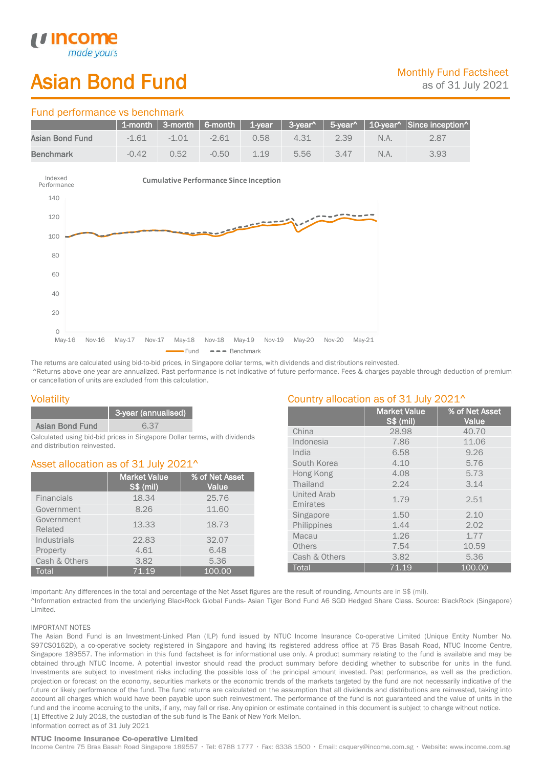# Asian Bond Fund

Monthly Fund Factsheet
as of 31 July 2021

## Fund performance vs benchmark

| | 1-month | 3-month | 6-month | 1-year | 3-year^ | 5-year^ | 10-year^ | Since inception^ |
|---|---|---|---|---|---|---|---|---|
| Asian Bond Fund | -1.61 | -1.01 | -2.61 | 0.58 | 4.31 | 2.39 | N.A. | 2.87 |
| Benchmark | -0.42 | 0.52 | -0.50 | 1.19 | 5.56 | 3.47 | N.A. | 3.93 |

Cumulative Performance Since Inception

Indexed Performance

140
120
100
80
60
40
20
0

May-16 Nov-16 May-17 Nov-17 May-18 Nov-18 May-19 Nov-19 May-20 Nov-20 May-21

Fund Benchmark

The returns are calculated using bid-to-bid prices, in Singapore dollar terms, with dividends and distributions reinvested.
^Returns above one year are annualized. Past performance is not indicative of future performance. Fees & charges payable through deduction of premium or cancellation of units are excluded from this calculation.

## Volatility

| | 3-year (annualised) |
|---|---|
| Asian Bond Fund | 6.37 |

Calculated using bid-bid prices in Singapore Dollar terms, with dividends and distribution reinvested.

## Asset allocation as of 31 July 2021^

| | Market Value S$ (mil) | % of Net Asset Value |
|---|---|---|
| Financials | 18.34 | 25.76 |
| Government | 8.26 | 11.60 |
| Government Related | 13.33 | 18.73 |
| Industrials | 22.83 | 32.07 |
| Property | 4.61 | 6.48 |
| Cash & Others | 3.82 | 5.36 |
| Total | 71.19 | 100.00 |

## Country allocation as of 31 July 2021^

| | Market Value S$ (mil) | % of Net Asset Value |
|---|---|---|
| China | 28.98 | 40.70 |
| Indonesia | 7.86 | 11.06 |
| India | 6.58 | 9.26 |
| South Korea | 4.10 | 5.76 |
| Hong Kong | 4.08 | 5.73 |
| Thailand | 2.24 | 3.14 |
| United Arab Emirates | 1.79 | 2.51 |
| Singapore | 1.50 | 2.10 |
| Philippines | 1.44 | 2.02 |
| Macau | 1.26 | 1.77 |
| Others | 7.54 | 10.59 |
| Cash & Others | 3.82 | 5.36 |
| Total | 71.19 | 100.00 |

Important: Any differences in the total and percentage of the Net Asset figures are the result of rounding. Amounts are in S$ (mil).
^Information extracted from the underlying BlackRock Global Funds- Asian Tiger Bond Fund A6 SGD Hedged Share Class. Source: BlackRock (Singapore) Limited.

IMPORTANT NOTES

The Asian Bond Fund is an Investment-Linked Plan (ILP) fund issued by NTUC Income Insurance Co-operative Limited (Unique Entity Number No. S97CS0162D), a co-operative society registered in Singapore and having its registered address office at 75 Bras Basah Road, NTUC Income Centre, Singapore 189557. The information in this fund factsheet is for informational use only. A product summary relating to the fund is available and may be obtained through NTUC Income. A potential investor should read the product summary before deciding whether to subscribe for units in the fund. Investments are subject to investment risks including the possible loss of the principal amount invested. Past performance, as well as the prediction, projection or forecast on the economy, securities markets or the economic trends of the markets targeted by the fund are not necessarily indicative of the future or likely performance of the fund. The fund returns are calculated on the assumption that all dividends and distributions are reinvested, taking into account all charges which would have been payable upon such reinvestment. The performance of the fund is not guaranteed and the value of units in the fund and the income accruing to the units, if any, may fall or rise. Any opinion or estimate contained in this document is subject to change without notice.
[1] Effective 2 July 2018, the custodian of the sub-fund is The Bank of New York Mellon.
Information correct as of 31 July 2021

**NTUC Income Insurance Co-operative Limited**
Income Centre 75 Bras Basah Road Singapore 189557 • Tel: 6788 1777 • Fax: 6338 1500 • Email: csquery@income.com.sg • Website: www.income.com.sg